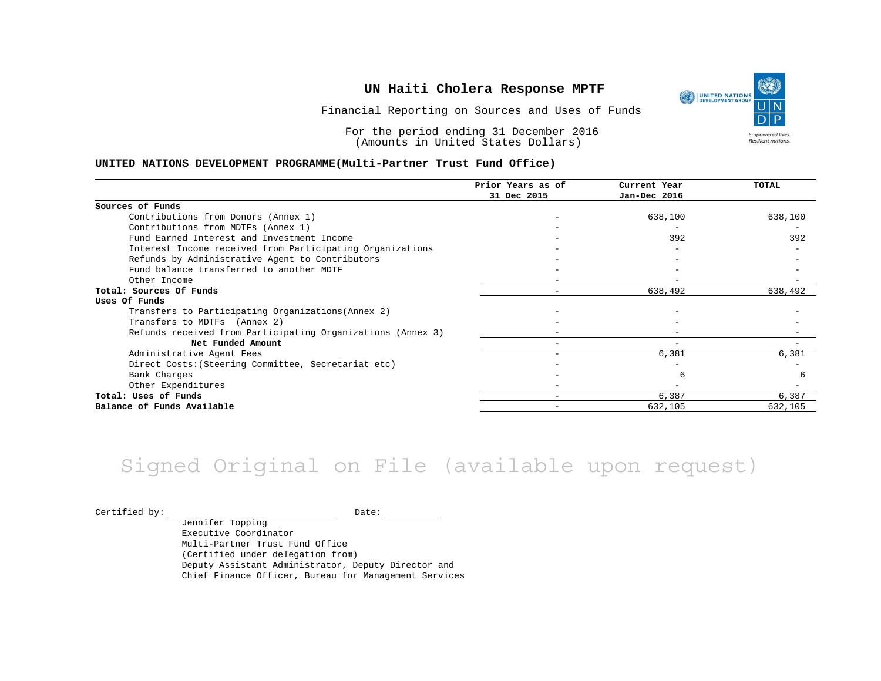# UN Haiti Cholera Response MPTF

Financial Reporting on Sources and Uses of Funds

For the period ending 31 December 2016
(Amounts in United States Dollars)

**UNITED NATIONS DEVELOPMENT PROGRAMME(Multi-Partner Trust Fund Office)**

| | Prior Years as of 31 Dec 2015 | Current Year Jan-Dec 2016 | TOTAL |
|---|---|---|---|
| **Sources of Funds** | | | |
| Contributions from Donors (Annex 1) | - | 638,100 | 638,100 |
| Contributions from MDTFs (Annex 1) | - | - | - |
| Fund Earned Interest and Investment Income | - | 392 | 392 |
| Interest Income received from Participating Organizations | - | - | - |
| Refunds by Administrative Agent to Contributors | - | - | - |
| Fund balance transferred to another MDTF | - | - | - |
| Other Income | - | - | - |
| **Total: Sources Of Funds** | - | 638,492 | 638,492 |
| **Uses Of Funds** | | | |
| Transfers to Participating Organizations(Annex 2) | - | - | - |
| Transfers to MDTFs (Annex 2) | - | - | - |
| Refunds received from Participating Organizations (Annex 3) | - | - | - |
| **Net Funded Amount** | - | - | - |
| Administrative Agent Fees | - | 6,381 | 6,381 |
| Direct Costs:(Steering Committee, Secretariat etc) | - | - | - |
| Bank Charges | - | 6 | 6 |
| Other Expenditures | - | - | - |
| **Total: Uses of Funds** | - | 6,387 | 6,387 |
| **Balance of Funds Available** | - | 632,105 | 632,105 |

Signed Original on File (available upon request)

Certified by: ____________________ Date: __________

Jennifer Topping
Executive Coordinator
Multi-Partner Trust Fund Office
(Certified under delegation from)
Deputy Assistant Administrator, Deputy Director and
Chief Finance Officer, Bureau for Management Services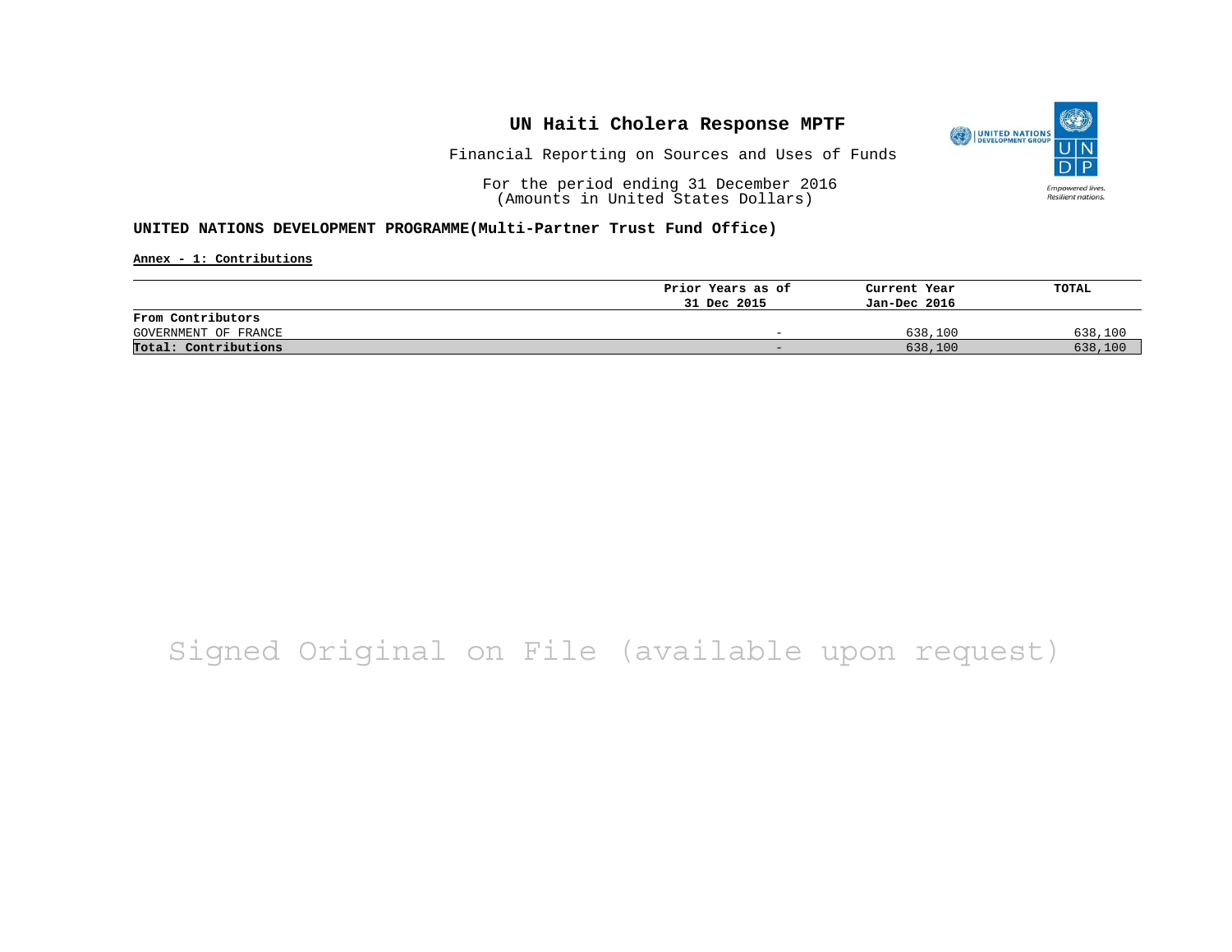# UN Haiti Cholera Response MPTF

Financial Reporting on Sources and Uses of Funds

For the period ending 31 December 2016
(Amounts in United States Dollars)

**UNITED NATIONS DEVELOPMENT PROGRAMME(Multi-Partner Trust Fund Office)**

**Annex - 1: Contributions**

| | Prior Years as of 31 Dec 2015 | Current Year Jan-Dec 2016 | TOTAL |
|---|---|---|---|
| **From Contributors** | | | |
| GOVERNMENT OF FRANCE | - | 638,100 | 638,100 |
| **Total: Contributions** | - | 638,100 | 638,100 |

Signed Original on File (available upon request)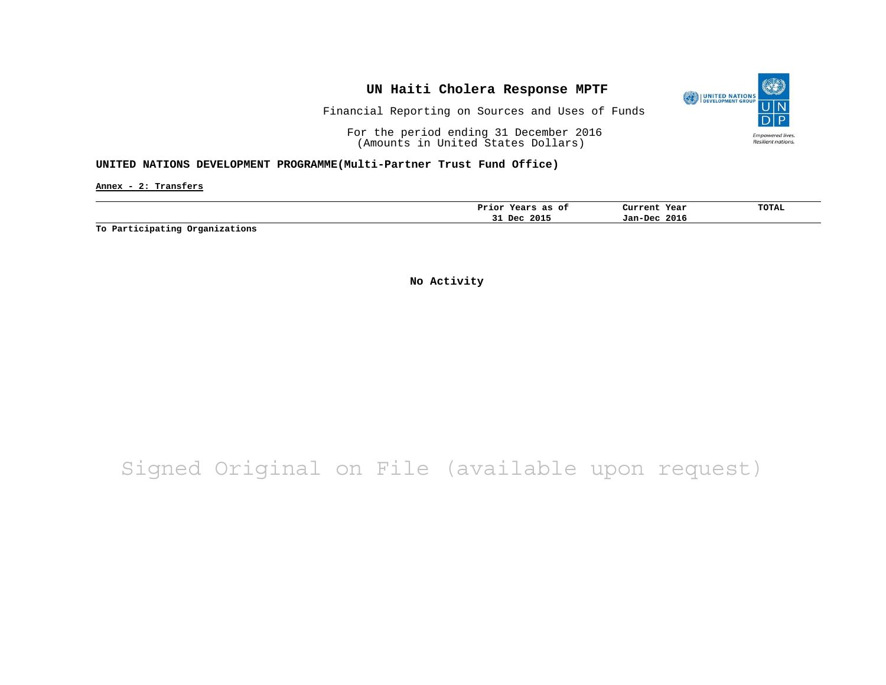# UN Haiti Cholera Response MPTF

Financial Reporting on Sources and Uses of Funds

For the period ending 31 December 2016
(Amounts in United States Dollars)

**UNITED NATIONS DEVELOPMENT PROGRAMME(Multi-Partner Trust Fund Office)**

**Annex - 2: Transfers**

| | Prior Years as of 31 Dec 2015 | Current Year Jan-Dec 2016 | TOTAL |
|---|---|---|---|
| **To Participating Organizations** | | | |

**No Activity**

Signed Original on File (available upon request)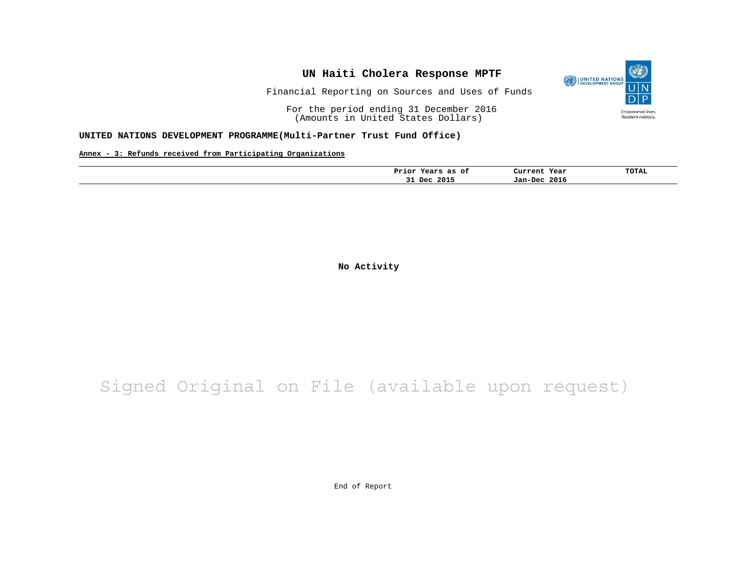# UN Haiti Cholera Response MPTF

Financial Reporting on Sources and Uses of Funds

For the period ending 31 December 2016
(Amounts in United States Dollars)

**UNITED NATIONS DEVELOPMENT PROGRAMME(Multi-Partner Trust Fund Office)**

**Annex - 3: Refunds received from Participating Organizations**

| | Prior Years as of 31 Dec 2015 | Current Year Jan-Dec 2016 | TOTAL |
|---|---|---|---|

**No Activity**

Signed Original on File (available upon request)

End of Report